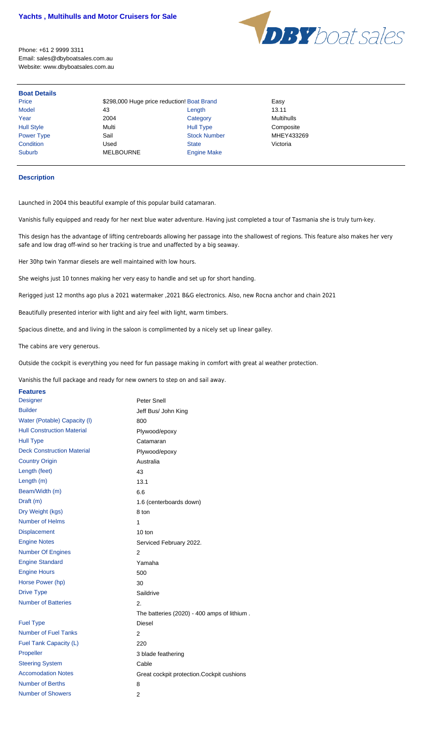# Yachts , Multihulls and Motor Cruisers for Sale

Phone: +61 2 9999 3311
Email: sales@dbyboatsales.com.au
Website: www.dbyboatsales.com.au

DBY boat sales

## Boat Details

| | | | |
|---|---|---|---|
| Price | $298,000 Huge price reduction! | Boat Brand | Easy |
| Model | 43 | Length | 13.11 |
| Year | 2004 | Category | Multihulls |
| Hull Style | Multi | Hull Type | Composite |
| Power Type | Sail | Stock Number | MHEY433269 |
| Condition | Used | State | Victoria |
| Suburb | MELBOURNE | Engine Make | |

## Description

Launched in 2004 this beautiful example of this popular build catamaran.

Vanishis fully equipped and ready for her next blue water adventure. Having just completed a tour of Tasmania she is truly turn-key.

This design has the advantage of lifting centreboards allowing her passage into the shallowest of regions. This feature also makes her very safe and low drag off-wind so her tracking is true and unaffected by a big seaway.

Her 30hp twin Yanmar diesels are well maintained with low hours.

She weighs just 10 tonnes making her very easy to handle and set up for short handing.

Rerigged just 12 months ago plus a 2021 watermaker ,2021 B&G electronics. Also, new Rocna anchor and chain 2021

Beautifully presented interior with light and airy feel with light, warm timbers.

Spacious dinette, and and living in the saloon is complimented by a nicely set up linear galley.

The cabins are very generous.

Outside the cockpit is everything you need for fun passage making in comfort with great al weather protection.

Vanishis the full package and ready for new owners to step on and sail away.

## Features

| | |
|---|---|
| Designer | Peter Snell |
| Builder | Jeff Bus/ John King |
| Water (Potable) Capacity (l) | 800 |
| Hull Construction Material | Plywood/epoxy |
| Hull Type | Catamaran |
| Deck Construction Material | Plywood/epoxy |
| Country Origin | Australia |
| Length (feet) | 43 |
| Length (m) | 13.1 |
| Beam/Width (m) | 6.6 |
| Draft (m) | 1.6 (centerboards down) |
| Dry Weight (kgs) | 8 ton |
| Number of Helms | 1 |
| Displacement | 10 ton |
| Engine Notes | Serviced February 2022. |
| Number Of Engines | 2 |
| Engine Standard | Yamaha |
| Engine Hours | 500 |
| Horse Power (hp) | 30 |
| Drive Type | Saildrive |
| Number of Batteries | 2. The batteries (2020) - 400 amps of lithium . |
| Fuel Type | Diesel |
| Number of Fuel Tanks | 2 |
| Fuel Tank Capacity (L) | 220 |
| Propeller | 3 blade feathering |
| Steering System | Cable |
| Accomodation Notes | Great cockpit protection.Cockpit cushions |
| Number of Berths | 8 |
| Number of Showers | 2 |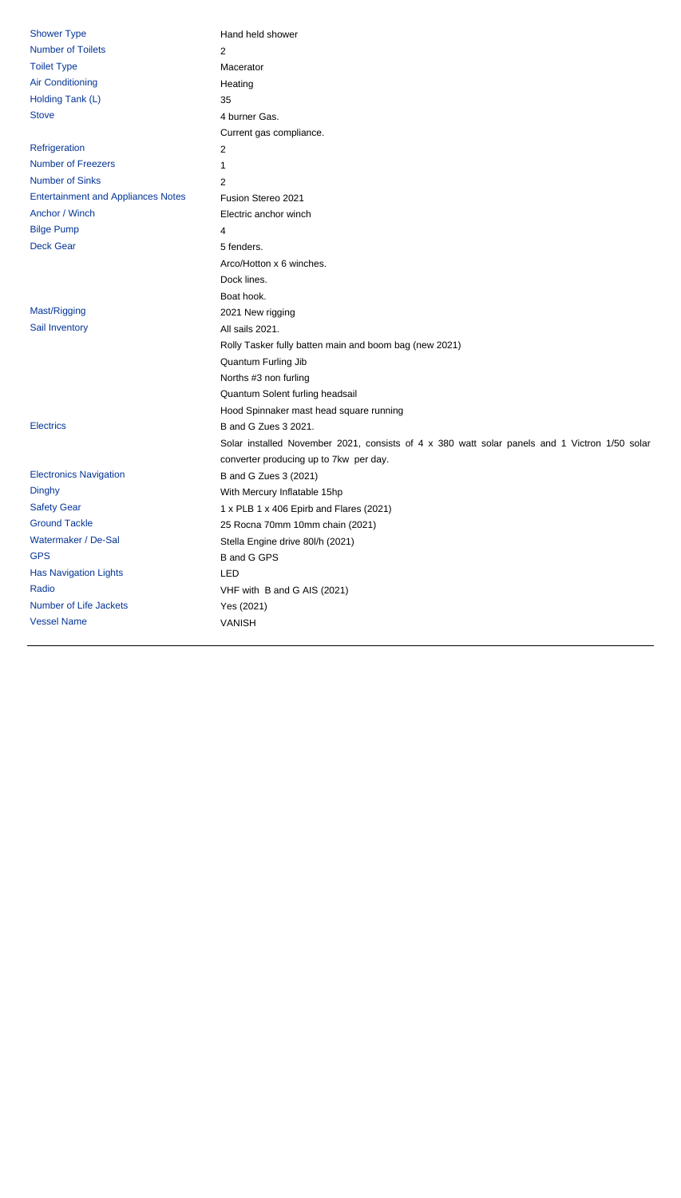| | |
|---|---|
| Shower Type | Hand held shower |
| Number of Toilets | 2 |
| Toilet Type | Macerator |
| Air Conditioning | Heating |
| Holding Tank (L) | 35 |
| Stove | 4 burner Gas.<br>Current gas compliance. |
| Refrigeration | 2 |
| Number of Freezers | 1 |
| Number of Sinks | 2 |
| Entertainment and Appliances Notes | Fusion Stereo 2021 |
| Anchor / Winch | Electric anchor winch |
| Bilge Pump | 4 |
| Deck Gear | 5 fenders.<br>Arco/Hotton x 6 winches.<br>Dock lines.<br>Boat hook. |
| Mast/Rigging | 2021 New rigging |
| Sail Inventory | All sails 2021.<br>Rolly Tasker fully batten main and boom bag (new 2021)<br>Quantum Furling Jib<br>Norths #3 non furling<br>Quantum Solent furling headsail<br>Hood Spinnaker mast head square running |
| Electrics | B and G Zues 3 2021.<br>Solar installed November 2021, consists of 4 x 380 watt solar panels and 1 Victron 1/50 solar converter producing up to 7kw per day. |
| Electronics Navigation | B and G Zues 3 (2021) |
| Dinghy | With Mercury Inflatable 15hp |
| Safety Gear | 1 x PLB 1 x 406 Epirb and Flares (2021) |
| Ground Tackle | 25 Rocna 70mm 10mm chain (2021) |
| Watermaker / De-Sal | Stella Engine drive 80l/h (2021) |
| GPS | B and G GPS |
| Has Navigation Lights | LED |
| Radio | VHF with B and G AIS (2021) |
| Number of Life Jackets | Yes (2021) |
| Vessel Name | VANISH |